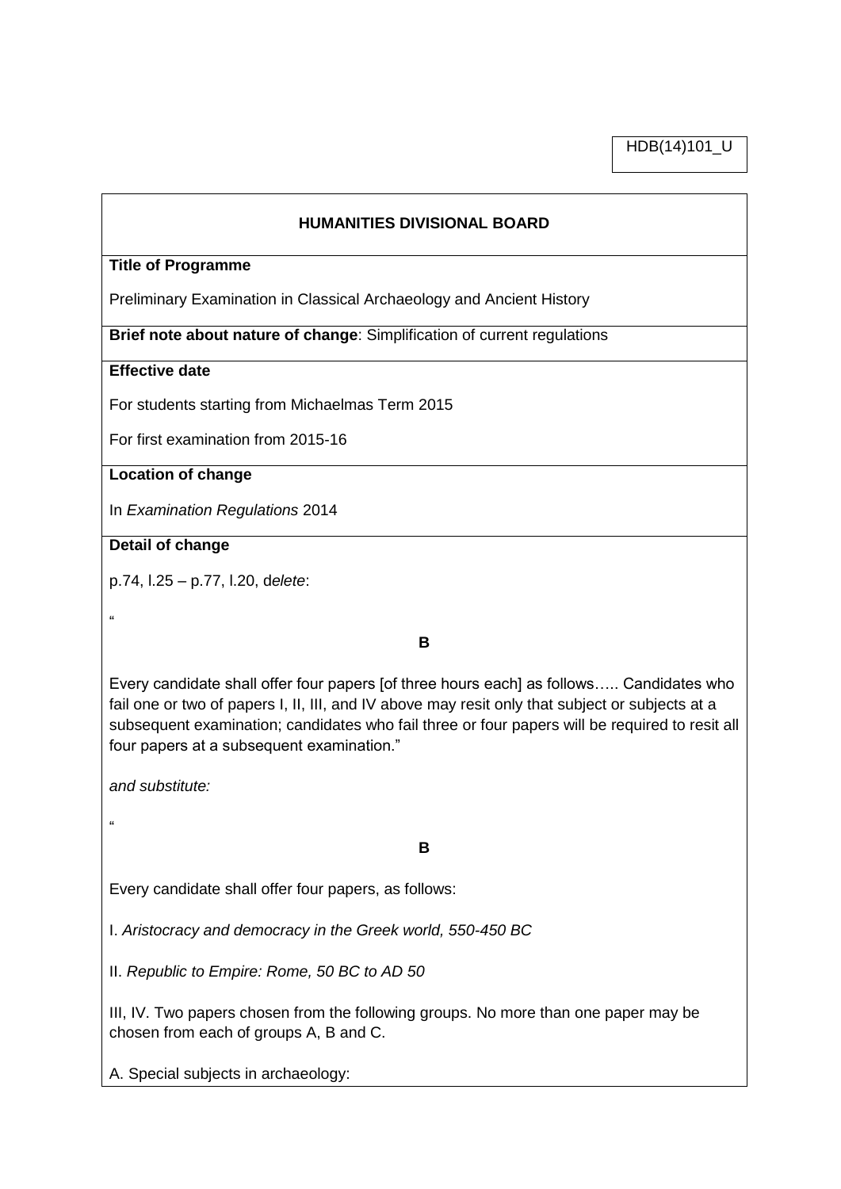HDB(14)101_U

**HUMANITIES DIVISIONAL BOARD**

**Title of Programme**

Preliminary Examination in Classical Archaeology and Ancient History

**Brief note about nature of change**: Simplification of current regulations

**Effective date**

For students starting from Michaelmas Term 2015

For first examination from 2015-16

**Location of change**

In *Examination Regulations* 2014

**Detail of change**

p.74, l.25 – p.77, l.20, d*elete*:

"

**B**

Every candidate shall offer four papers [of three hours each] as follows….. Candidates who fail one or two of papers I, II, III, and IV above may resit only that subject or subjects at a subsequent examination; candidates who fail three or four papers will be required to resit all four papers at a subsequent examination."

*and substitute:*

"

**B**

Every candidate shall offer four papers, as follows:

I. *Aristocracy and democracy in the Greek world, 550-450 BC*

II. *Republic to Empire: Rome, 50 BC to AD 50*

III, IV. Two papers chosen from the following groups. No more than one paper may be chosen from each of groups A, B and C.

A. Special subjects in archaeology: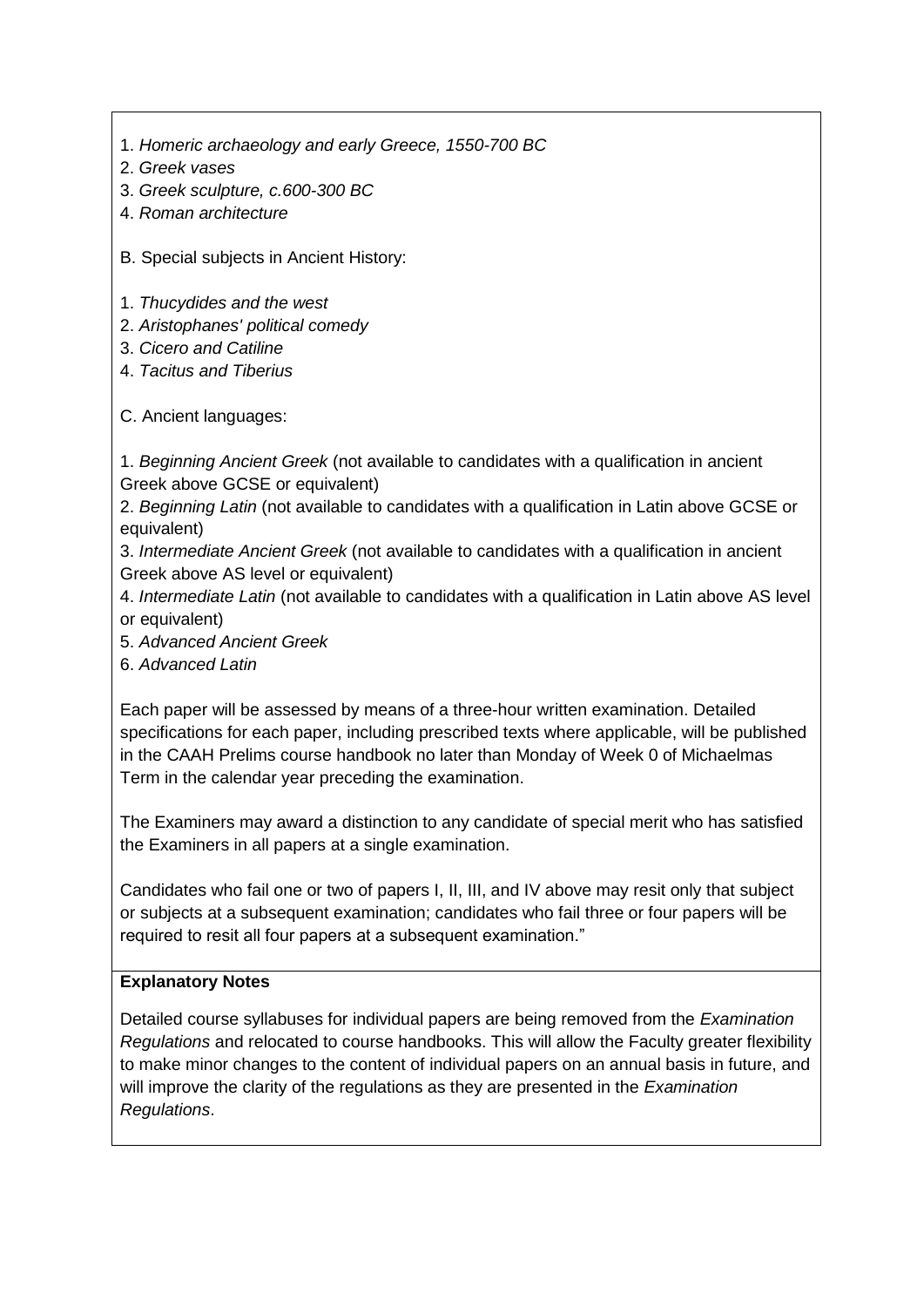1. *Homeric archaeology and early Greece, 1550-700 BC*
2. *Greek vases*
3. *Greek sculpture, c.600-300 BC*
4. *Roman architecture*

B. Special subjects in Ancient History:

1. *Thucydides and the west*
2. *Aristophanes' political comedy*
3. *Cicero and Catiline*
4. *Tacitus and Tiberius*

C. Ancient languages:

1. *Beginning Ancient Greek* (not available to candidates with a qualification in ancient Greek above GCSE or equivalent)
2. *Beginning Latin* (not available to candidates with a qualification in Latin above GCSE or equivalent)
3. *Intermediate Ancient Greek* (not available to candidates with a qualification in ancient Greek above AS level or equivalent)
4. *Intermediate Latin* (not available to candidates with a qualification in Latin above AS level or equivalent)
5. *Advanced Ancient Greek*
6. *Advanced Latin*

Each paper will be assessed by means of a three-hour written examination. Detailed specifications for each paper, including prescribed texts where applicable, will be published in the CAAH Prelims course handbook no later than Monday of Week 0 of Michaelmas Term in the calendar year preceding the examination.

The Examiners may award a distinction to any candidate of special merit who has satisfied the Examiners in all papers at a single examination.

Candidates who fail one or two of papers I, II, III, and IV above may resit only that subject or subjects at a subsequent examination; candidates who fail three or four papers will be required to resit all four papers at a subsequent examination."

**Explanatory Notes**

Detailed course syllabuses for individual papers are being removed from the *Examination Regulations* and relocated to course handbooks. This will allow the Faculty greater flexibility to make minor changes to the content of individual papers on an annual basis in future, and will improve the clarity of the regulations as they are presented in the *Examination Regulations*.